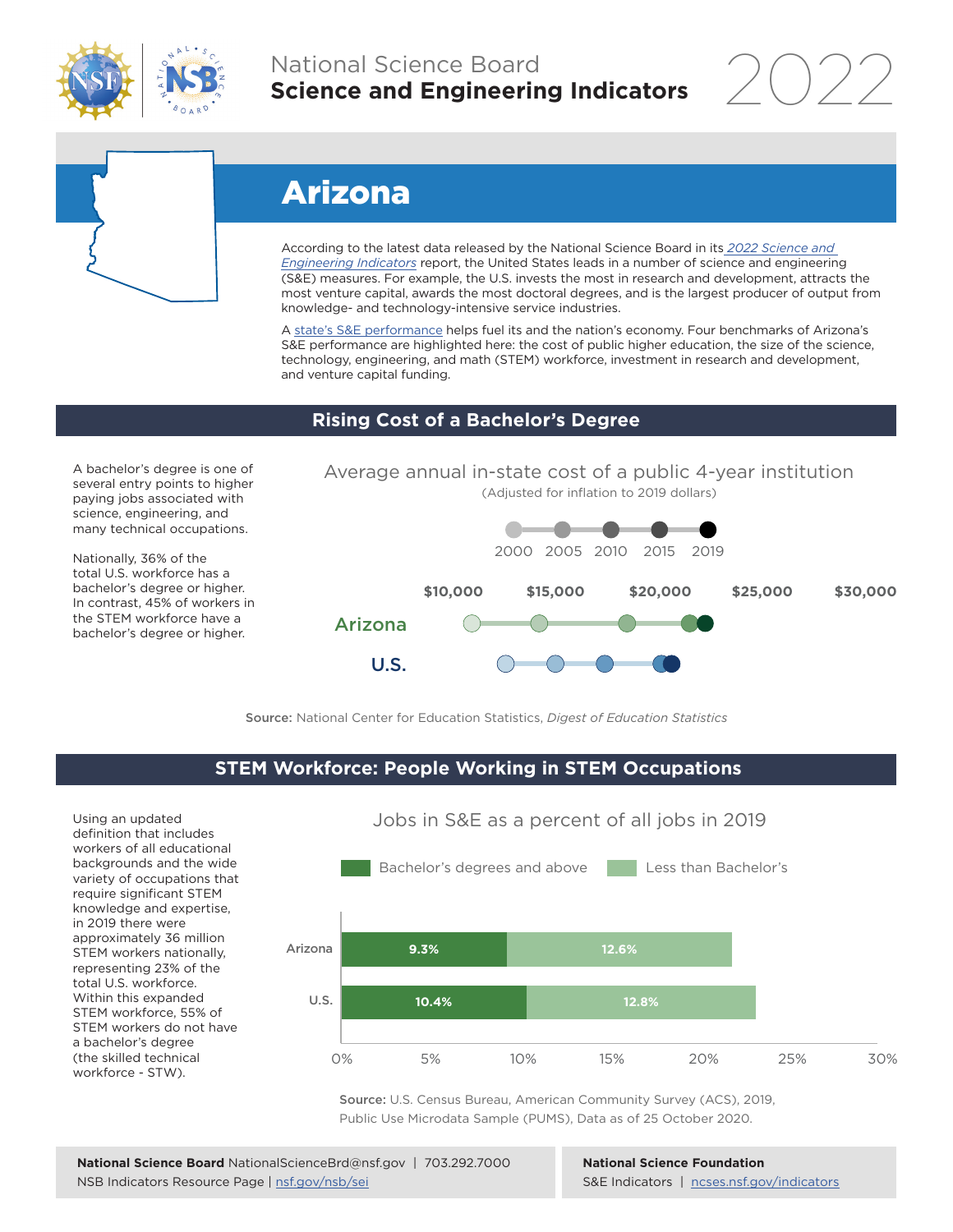# National Science Board
## Science and Engineering Indicators 2022

# Arizona

According to the latest data released by the National Science Board in its *2022 Science and Engineering Indicators* report, the United States leads in a number of science and engineering (S&E) measures. For example, the U.S. invests the most in research and development, attracts the most venture capital, awards the most doctoral degrees, and is the largest producer of output from knowledge- and technology-intensive service industries.

A state's S&E performance helps fuel its and the nation's economy. Four benchmarks of Arizona's S&E performance are highlighted here: the cost of public higher education, the size of the science, technology, engineering, and math (STEM) workforce, investment in research and development, and venture capital funding.

## Rising Cost of a Bachelor's Degree

A bachelor's degree is one of several entry points to higher paying jobs associated with science, engineering, and many technical occupations.

Nationally, 36% of the total U.S. workforce has a bachelor's degree or higher. In contrast, 45% of workers in the STEM workforce have a bachelor's degree or higher.

**Average annual in-state cost of a public 4-year institution**
(Adjusted for inflation to 2019 dollars)

2000 2005 2010 2015 2019

$10,000 $15,000 $20,000 $25,000 $30,000

Arizona

U.S.

**Source:** National Center for Education Statistics, *Digest of Education Statistics*

## STEM Workforce: People Working in STEM Occupations

Using an updated definition that includes workers of all educational backgrounds and the wide variety of occupations that require significant STEM knowledge and expertise, in 2019 there were approximately 36 million STEM workers nationally, representing 23% of the total U.S. workforce. Within this expanded STEM workforce, 55% of STEM workers do not have a bachelor's degree (the skilled technical workforce - STW).

**Jobs in S&E as a percent of all jobs in 2019**

| | Bachelor's degrees and above | Less than Bachelor's |
|---|---|---|
| Arizona | 9.3% | 12.6% |
| U.S. | 10.4% | 12.8% |

**Source:** U.S. Census Bureau, American Community Survey (ACS), 2019, Public Use Microdata Sample (PUMS), Data as of 25 October 2020.

**National Science Board** NationalScienceBrd@nsf.gov | 703.292.7000
NSB Indicators Resource Page | nsf.gov/nsb/sei

**National Science Foundation**
S&E Indicators | ncses.nsf.gov/indicators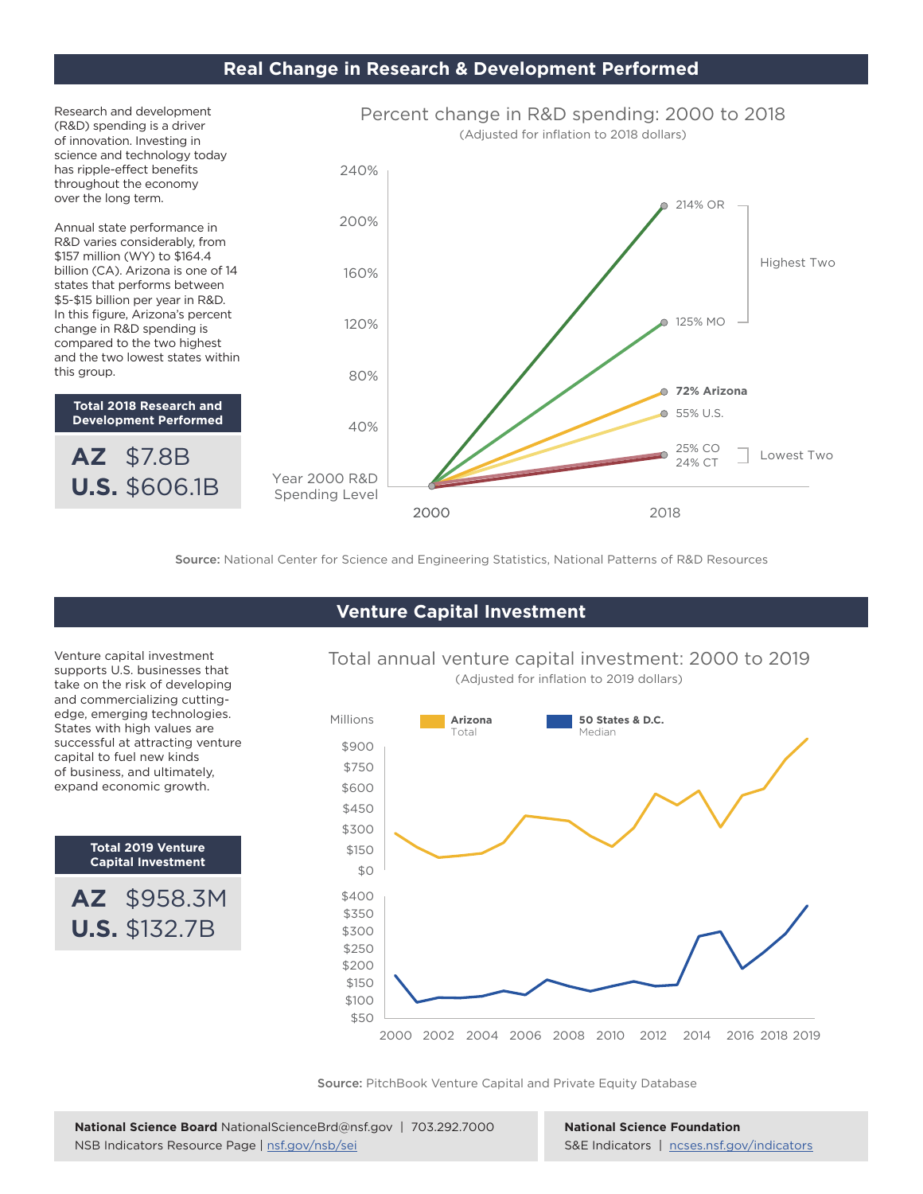## Real Change in Research & Development Performed

Research and development (R&D) spending is a driver of innovation. Investing in science and technology today has ripple-effect benefits throughout the economy over the long term.

Annual state performance in R&D varies considerably, from $157 million (WY) to $164.4 billion (CA). Arizona is one of 14 states that performs between $5-$15 billion per year in R&D. In this figure, Arizona's percent change in R&D spending is compared to the two highest and the two lowest states within this group.

**Total 2018 Research and Development Performed**

**AZ** $7.8B
**U.S.** $606.1B

Percent change in R&D spending: 2000 to 2018

(Adjusted for inflation to 2018 dollars)

240%
200%
160%
120%
80%
40%
Year 2000 R&D Spending Level

2000
2018

214% OR
125% MO
Highest Two
**72% Arizona**
55% U.S.
25% CO
24% CT
Lowest Two

**Source:** National Center for Science and Engineering Statistics, National Patterns of R&D Resources

## Venture Capital Investment

Venture capital investment supports U.S. businesses that take on the risk of developing and commercializing cutting-edge, emerging technologies. States with high values are successful at attracting venture capital to fuel new kinds of business, and ultimately, expand economic growth.

**Total 2019 Venture Capital Investment**

**AZ** $958.3M
**U.S.** $132.7B

Total annual venture capital investment: 2000 to 2019

(Adjusted for inflation to 2019 dollars)

Millions

**Arizona** Total

**50 States & D.C.** Median

$900
$750
$600
$450
$300
$150
$0

$400
$350
$300
$250
$200
$150
$100
$50

2000 2002 2004 2006 2008 2010 2012 2014 2016 2018 2019

**Source:** PitchBook Venture Capital and Private Equity Database

**National Science Board** NationalScienceBrd@nsf.gov | 703.292.7000
NSB Indicators Resource Page | nsf.gov/nsb/sei

**National Science Foundation**
S&E Indicators | ncses.nsf.gov/indicators